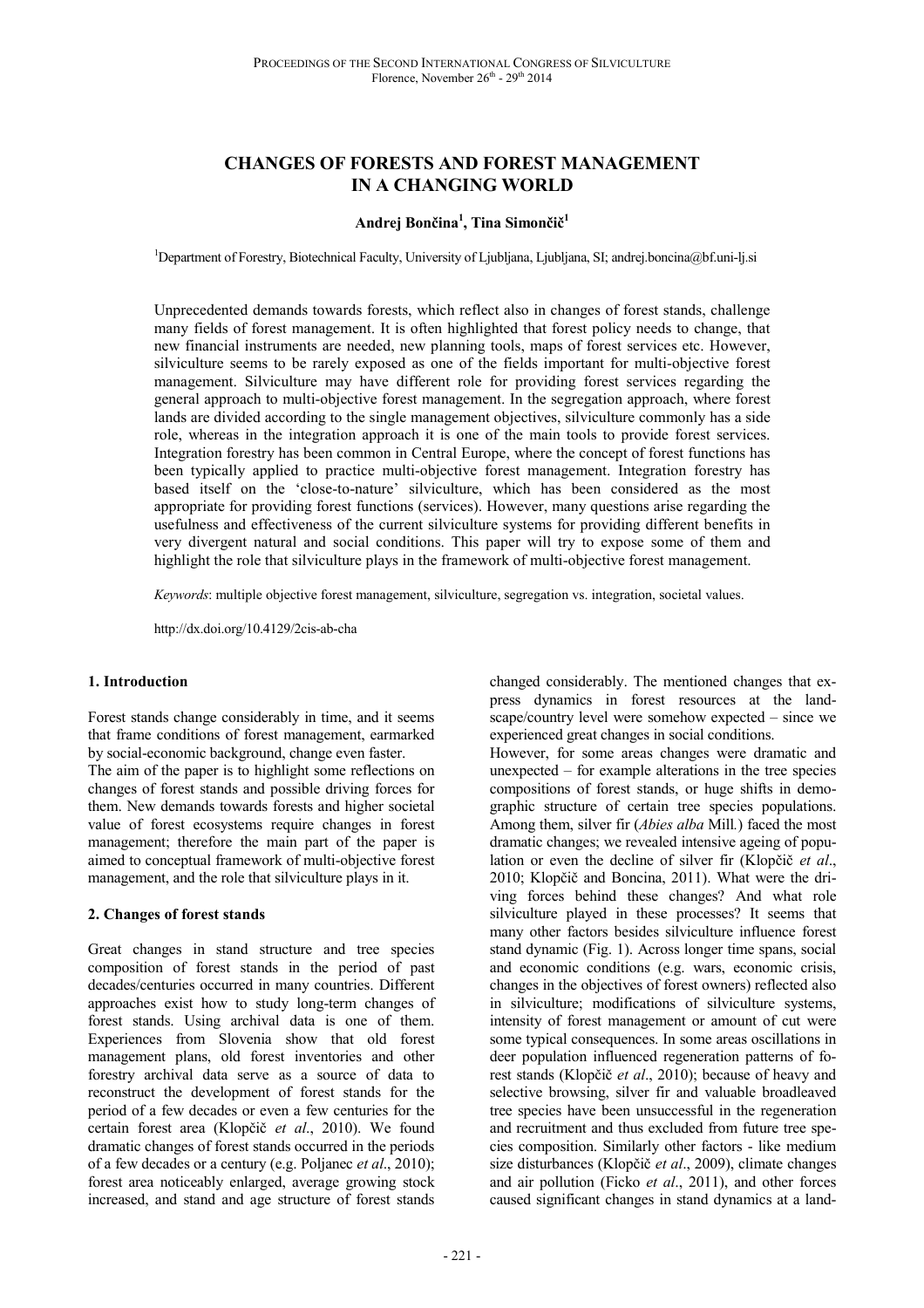# CHANGES OF FORESTS AND FOREST MANAGEMENT IN A CHANGING WORLD

**Andrej Bončina[1], Tina Simončič[1]**

[1]Department of Forestry, Biotechnical Faculty, University of Ljubljana, Ljubljana, SI; andrej.boncina@bf.uni-lj.si

Unprecedented demands towards forests, which reflect also in changes of forest stands, challenge many fields of forest management. It is often highlighted that forest policy needs to change, that new financial instruments are needed, new planning tools, maps of forest services etc. However, silviculture seems to be rarely exposed as one of the fields important for multi-objective forest management. Silviculture may have different role for providing forest services regarding the general approach to multi-objective forest management. In the segregation approach, where forest lands are divided according to the single management objectives, silviculture commonly has a side role, whereas in the integration approach it is one of the main tools to provide forest services. Integration forestry has been common in Central Europe, where the concept of forest functions has been typically applied to practice multi-objective forest management. Integration forestry has based itself on the 'close-to-nature' silviculture, which has been considered as the most appropriate for providing forest functions (services). However, many questions arise regarding the usefulness and effectiveness of the current silviculture systems for providing different benefits in very divergent natural and social conditions. This paper will try to expose some of them and highlight the role that silviculture plays in the framework of multi-objective forest management.

*Keywords*: multiple objective forest management, silviculture, segregation vs. integration, societal values.

http://dx.doi.org/10.4129/2cis-ab-cha

## 1. Introduction

Forest stands change considerably in time, and it seems that frame conditions of forest management, earmarked by social-economic background, change even faster.

The aim of the paper is to highlight some reflections on changes of forest stands and possible driving forces for them. New demands towards forests and higher societal value of forest ecosystems require changes in forest management; therefore the main part of the paper is aimed to conceptual framework of multi-objective forest management, and the role that silviculture plays in it.

## 2. Changes of forest stands

Great changes in stand structure and tree species composition of forest stands in the period of past decades/centuries occurred in many countries. Different approaches exist how to study long-term changes of forest stands. Using archival data is one of them. Experiences from Slovenia show that old forest management plans, old forest inventories and other forestry archival data serve as a source of data to reconstruct the development of forest stands for the period of a few decades or even a few centuries for the certain forest area (Klopčič *et al*., 2010). We found dramatic changes of forest stands occurred in the periods of a few decades or a century (e.g. Poljanec *et al*., 2010); forest area noticeably enlarged, average growing stock increased, and stand and age structure of forest stands changed considerably. The mentioned changes that express dynamics in forest resources at the landscape/country level were somehow expected – since we experienced great changes in social conditions.

However, for some areas changes were dramatic and unexpected – for example alterations in the tree species compositions of forest stands, or huge shifts in demographic structure of certain tree species populations. Among them, silver fir (*Abies alba* Mill.) faced the most dramatic changes; we revealed intensive ageing of population or even the decline of silver fir (Klopčič *et al*., 2010; Klopčič and Boncina, 2011). What were the driving forces behind these changes? And what role silviculture played in these processes? It seems that many other factors besides silviculture influence forest stand dynamic (Fig. 1). Across longer time spans, social and economic conditions (e.g. wars, economic crisis, changes in the objectives of forest owners) reflected also in silviculture; modifications of silviculture systems, intensity of forest management or amount of cut were some typical consequences. In some areas oscillations in deer population influenced regeneration patterns of forest stands (Klopčič *et al*., 2010); because of heavy and selective browsing, silver fir and valuable broadleaved tree species have been unsuccessful in the regeneration and recruitment and thus excluded from future tree species composition. Similarly other factors - like medium size disturbances (Klopčič *et al*., 2009), climate changes and air pollution (Ficko *et al*., 2011), and other forces caused significant changes in stand dynamics at a land-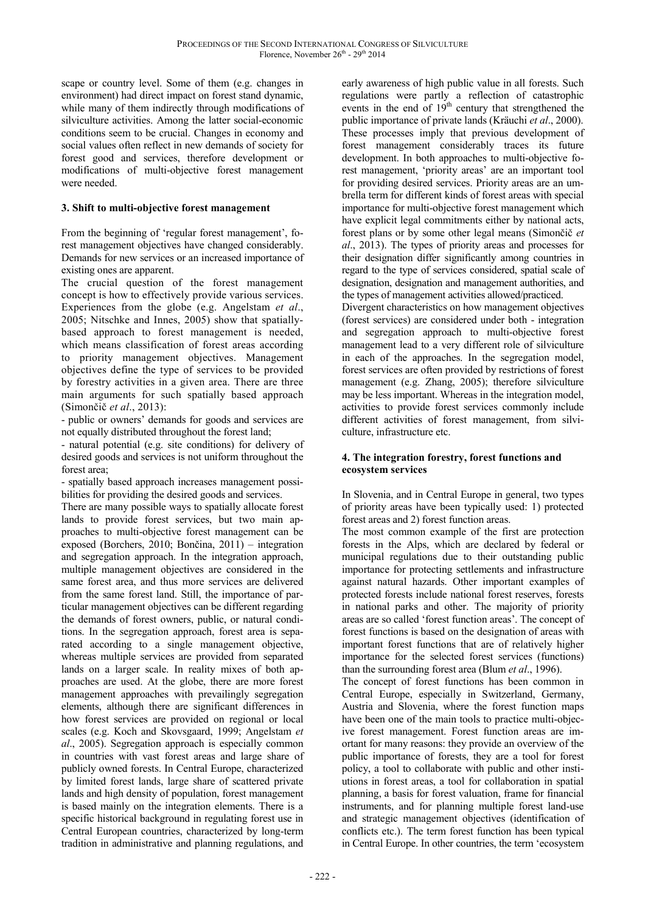scape or country level. Some of them (e.g. changes in environment) had direct impact on forest stand dynamic, while many of them indirectly through modifications of silviculture activities. Among the latter social-economic conditions seem to be crucial. Changes in economy and social values often reflect in new demands of society for forest good and services, therefore development or modifications of multi-objective forest management were needed.

### 3. Shift to multi-objective forest management

From the beginning of 'regular forest management', forest management objectives have changed considerably. Demands for new services or an increased importance of existing ones are apparent.

The crucial question of the forest management concept is how to effectively provide various services. Experiences from the globe (e.g. Angelstam *et al*., 2005; Nitschke and Innes, 2005) show that spatially-based approach to forest management is needed, which means classification of forest areas according to priority management objectives. Management objectives define the type of services to be provided by forestry activities in a given area. There are three main arguments for such spatially based approach (Simončič *et al*., 2013):

- public or owners' demands for goods and services are not equally distributed throughout the forest land;
- natural potential (e.g. site conditions) for delivery of desired goods and services is not uniform throughout the forest area;
- spatially based approach increases management possibilities for providing the desired goods and services.

There are many possible ways to spatially allocate forest lands to provide forest services, but two main approaches to multi-objective forest management can be exposed (Borchers, 2010; Bončina, 2011) – integration and segregation approach. In the integration approach, multiple management objectives are considered in the same forest area, and thus more services are delivered from the same forest land. Still, the importance of particular management objectives can be different regarding the demands of forest owners, public, or natural conditions. In the segregation approach, forest area is separated according to a single management objective, whereas multiple services are provided from separated lands on a larger scale. In reality mixes of both approaches are used. At the globe, there are more forest management approaches with prevailingly segregation elements, although there are significant differences in how forest services are provided on regional or local scales (e.g. Koch and Skovsgaard, 1999; Angelstam *et al*., 2005). Segregation approach is especially common in countries with vast forest areas and large share of publicly owned forests. In Central Europe, characterized by limited forest lands, large share of scattered private lands and high density of population, forest management is based mainly on the integration elements. There is a specific historical background in regulating forest use in Central European countries, characterized by long-term tradition in administrative and planning regulations, and early awareness of high public value in all forests. Such regulations were partly a reflection of catastrophic events in the end of 19th century that strengthened the public importance of private lands (Kräuchi *et al*., 2000). These processes imply that previous development of forest management considerably traces its future development. In both approaches to multi-objective forest management, 'priority areas' are an important tool for providing desired services. Priority areas are an umbrella term for different kinds of forest areas with special importance for multi-objective forest management which have explicit legal commitments either by national acts, forest plans or by some other legal means (Simončič *et al*., 2013). The types of priority areas and processes for their designation differ significantly among countries in regard to the type of services considered, spatial scale of designation, designation and management authorities, and the types of management activities allowed/practiced.

Divergent characteristics on how management objectives (forest services) are considered under both - integration and segregation approach to multi-objective forest management lead to a very different role of silviculture in each of the approaches. In the segregation model, forest services are often provided by restrictions of forest management (e.g. Zhang, 2005); therefore silviculture may be less important. Whereas in the integration model, activities to provide forest services commonly include different activities of forest management, from silviculture, infrastructure etc.

### 4. The integration forestry, forest functions and ecosystem services

In Slovenia, and in Central Europe in general, two types of priority areas have been typically used: 1) protected forest areas and 2) forest function areas.

The most common example of the first are protection forests in the Alps, which are declared by federal or municipal regulations due to their outstanding public importance for protecting settlements and infrastructure against natural hazards. Other important examples of protected forests include national forest reserves, forests in national parks and other. The majority of priority areas are so called 'forest function areas'. The concept of forest functions is based on the designation of areas with important forest functions that are of relatively higher importance for the selected forest services (functions) than the surrounding forest area (Blum *et al*., 1996).

The concept of forest functions has been common in Central Europe, especially in Switzerland, Germany, Austria and Slovenia, where the forest function maps have been one of the main tools to practice multi-objective forest management. Forest function areas are important for many reasons: they provide an overview of the public importance of forests, they are a tool for forest policy, a tool to collaborate with public and other institutions in forest areas, a tool for collaboration in spatial planning, a basis for forest valuation, frame for financial instruments, and for planning multiple forest land-use and strategic management objectives (identification of conflicts etc.). The term forest function has been typical in Central Europe. In other countries, the term 'ecosystem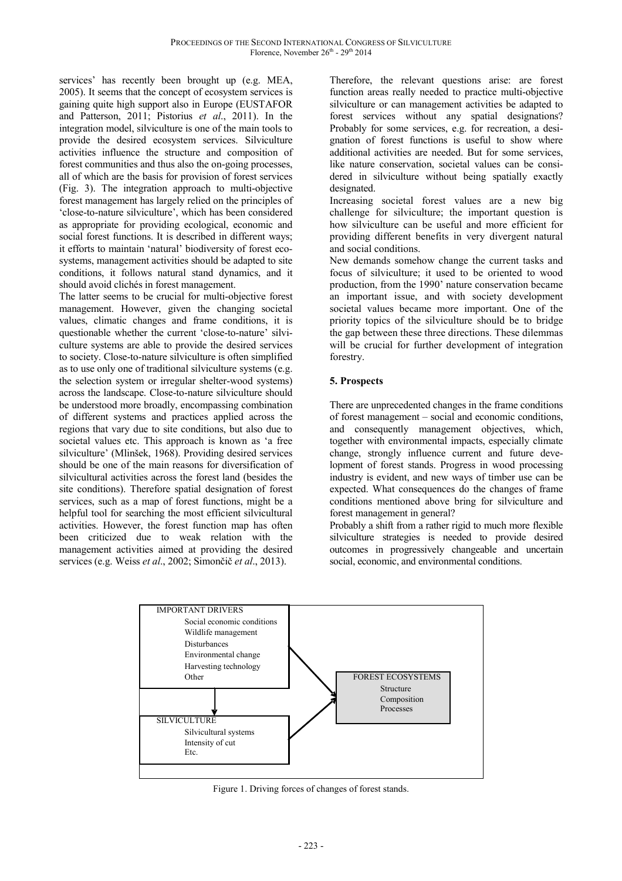services' has recently been brought up (e.g. MEA, 2005). It seems that the concept of ecosystem services is gaining quite high support also in Europe (EUSTAFOR and Patterson, 2011; Pistorius *et al*., 2011). In the integration model, silviculture is one of the main tools to provide the desired ecosystem services. Silviculture activities influence the structure and composition of forest communities and thus also the on-going processes, all of which are the basis for provision of forest services (Fig. 3). The integration approach to multi-objective forest management has largely relied on the principles of 'close-to-nature silviculture', which has been considered as appropriate for providing ecological, economic and social forest functions. It is described in different ways; it efforts to maintain 'natural' biodiversity of forest ecosystems, management activities should be adapted to site conditions, it follows natural stand dynamics, and it should avoid clichés in forest management.

The latter seems to be crucial for multi-objective forest management. However, given the changing societal values, climatic changes and frame conditions, it is questionable whether the current 'close-to-nature' silviculture systems are able to provide the desired services to society. Close-to-nature silviculture is often simplified as to use only one of traditional silviculture systems (e.g. the selection system or irregular shelter-wood systems) across the landscape. Close-to-nature silviculture should be understood more broadly, encompassing combination of different systems and practices applied across the regions that vary due to site conditions, but also due to societal values etc. This approach is known as 'a free silviculture' (Mlinšek, 1968). Providing desired services should be one of the main reasons for diversification of silvicultural activities across the forest land (besides the site conditions). Therefore spatial designation of forest services, such as a map of forest functions, might be a helpful tool for searching the most efficient silvicultural activities. However, the forest function map has often been criticized due to weak relation with the management activities aimed at providing the desired services (e.g. Weiss *et al*., 2002; Simončič *et al*., 2013).

Therefore, the relevant questions arise: are forest function areas really needed to practice multi-objective silviculture or can management activities be adapted to forest services without any spatial designations? Probably for some services, e.g. for recreation, a designation of forest functions is useful to show where additional activities are needed. But for some services, like nature conservation, societal values can be considered in silviculture without being spatially exactly designated.

Increasing societal forest values are a new big challenge for silviculture; the important question is how silviculture can be useful and more efficient for providing different benefits in very divergent natural and social conditions.

New demands somehow change the current tasks and focus of silviculture; it used to be oriented to wood production, from the 1990' nature conservation became an important issue, and with society development societal values became more important. One of the priority topics of the silviculture should be to bridge the gap between these three directions. These dilemmas will be crucial for further development of integration forestry.

## 5. Prospects

There are unprecedented changes in the frame conditions of forest management – social and economic conditions, and consequently management objectives, which, together with environmental impacts, especially climate change, strongly influence current and future development of forest stands. Progress in wood processing industry is evident, and new ways of timber use can be expected. What consequences do the changes of frame conditions mentioned above bring for silviculture and forest management in general?

Probably a shift from a rather rigid to much more flexible silviculture strategies is needed to provide desired outcomes in progressively changeable and uncertain social, economic, and environmental conditions.

IMPORTANT DRIVERS
- Social economic conditions
- Wildlife management
- Disturbances
- Environmental change
- Harvesting technology
- Other

SILVICULTURE
- Silvicultural systems
- Intensity of cut
- Etc.

FOREST ECOSYSTEMS
- Structure
- Composition
- Processes

Figure 1. Driving forces of changes of forest stands.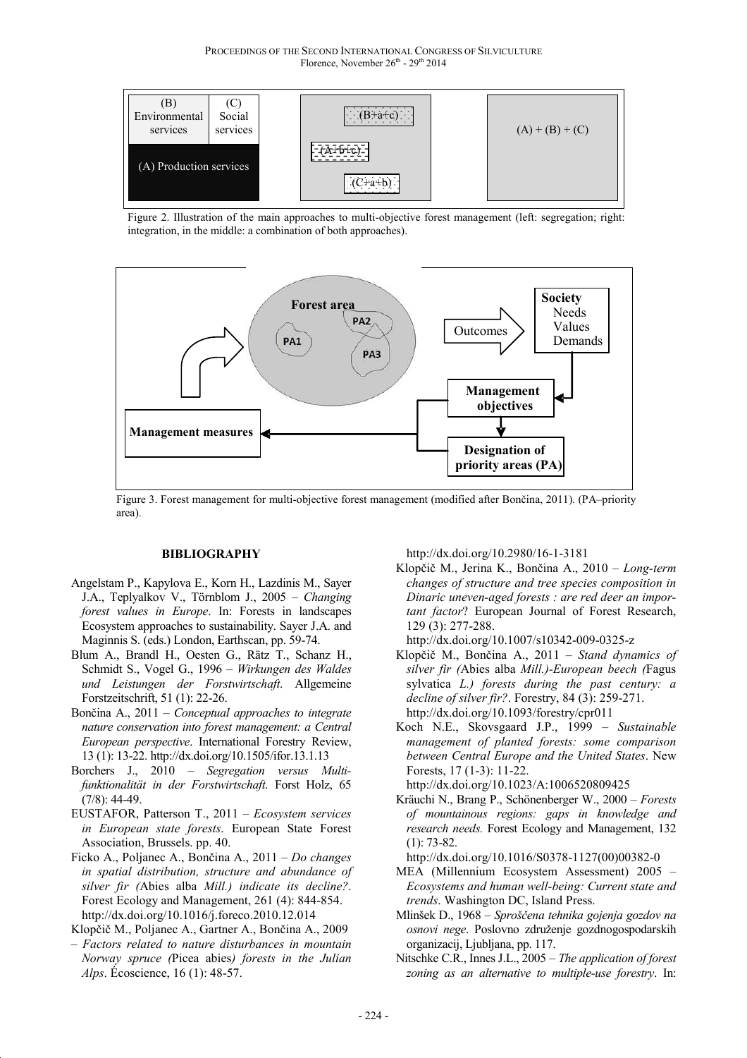Figure 2. Illustration of the main approaches to multi-objective forest management (left: segregation; right: integration, in the middle: a combination of both approaches).

Figure 3. Forest management for multi-objective forest management (modified after Bončina, 2011). (PA–priority area).

## BIBLIOGRAPHY

Angelstam P., Kapylova E., Korn H., Lazdinis M., Sayer J.A., Teplyalkov V., Törnblom J., 2005 – *Changing forest values in Europe*. In: Forests in landscapes Ecosystem approaches to sustainability. Sayer J.A. and Maginnis S. (eds.) London, Earthscan, pp. 59-74.

Blum A., Brandl H., Oesten G., Rätz T., Schanz H., Schmidt S., Vogel G., 1996 – *Wirkungen des Waldes und Leistungen der Forstwirtschaft*. Allgemeine Forstzeitschrift, 51 (1): 22-26.

Bončina A., 2011 – *Conceptual approaches to integrate nature conservation into forest management: a Central European perspective*. International Forestry Review, 13 (1): 13-22. http://dx.doi.org/10.1505/ifor.13.1.13

Borchers J., 2010 – *Segregation versus Multifunktionalität in der Forstwirtschaft*. Forst Holz, 65 (7/8): 44-49.

EUSTAFOR, Patterson T., 2011 – *Ecosystem services in European state forests*. European State Forest Association, Brussels. pp. 40.

Ficko A., Poljanec A., Bončina A., 2011 – *Do changes in spatial distribution, structure and abundance of silver fir (*Abies alba *Mill.) indicate its decline?*. Forest Ecology and Management, 261 (4): 844-854. http://dx.doi.org/10.1016/j.foreco.2010.12.014

Klopčič M., Poljanec A., Gartner A., Bončina A., 2009 – *Factors related to nature disturbances in mountain Norway spruce (*Picea abies*) forests in the Julian Alps*. Écoscience, 16 (1): 48-57. http://dx.doi.org/10.2980/16-1-3181

Klopčič M., Jerina K., Bončina A., 2010 – *Long-term changes of structure and tree species composition in Dinaric uneven-aged forests : are red deer an important factor*? European Journal of Forest Research, 129 (3): 277-288. http://dx.doi.org/10.1007/s10342-009-0325-z

Klopčič M., Bončina A., 2011 – *Stand dynamics of silver fir (*Abies alba *Mill.)-European beech (*Fagus sylvatica *L.) forests during the past century: a decline of silver fir?*. Forestry, 84 (3): 259-271. http://dx.doi.org/10.1093/forestry/cpr011

Koch N.E., Skovsgaard J.P., 1999 – *Sustainable management of planted forests: some comparison between Central Europe and the United States*. New Forests, 17 (1-3): 11-22. http://dx.doi.org/10.1023/A:1006520809425

Kräuchi N., Brang P., Schönenberger W., 2000 – *Forests of mountainous regions: gaps in knowledge and research needs.* Forest Ecology and Management, 132 (1): 73-82. http://dx.doi.org/10.1016/S0378-1127(00)00382-0

MEA (Millennium Ecosystem Assessment) 2005 – *Ecosystems and human well-being: Current state and trends*. Washington DC, Island Press.

Mlinšek D., 1968 – *Sproščena tehnika gojenja gozdov na osnovi nege*. Poslovno združenje gozdnogospodarskih organizacij, Ljubljana, pp. 117.

Nitschke C.R., Innes J.L., 2005 – *The application of forest zoning as an alternative to multiple-use forestry*. In: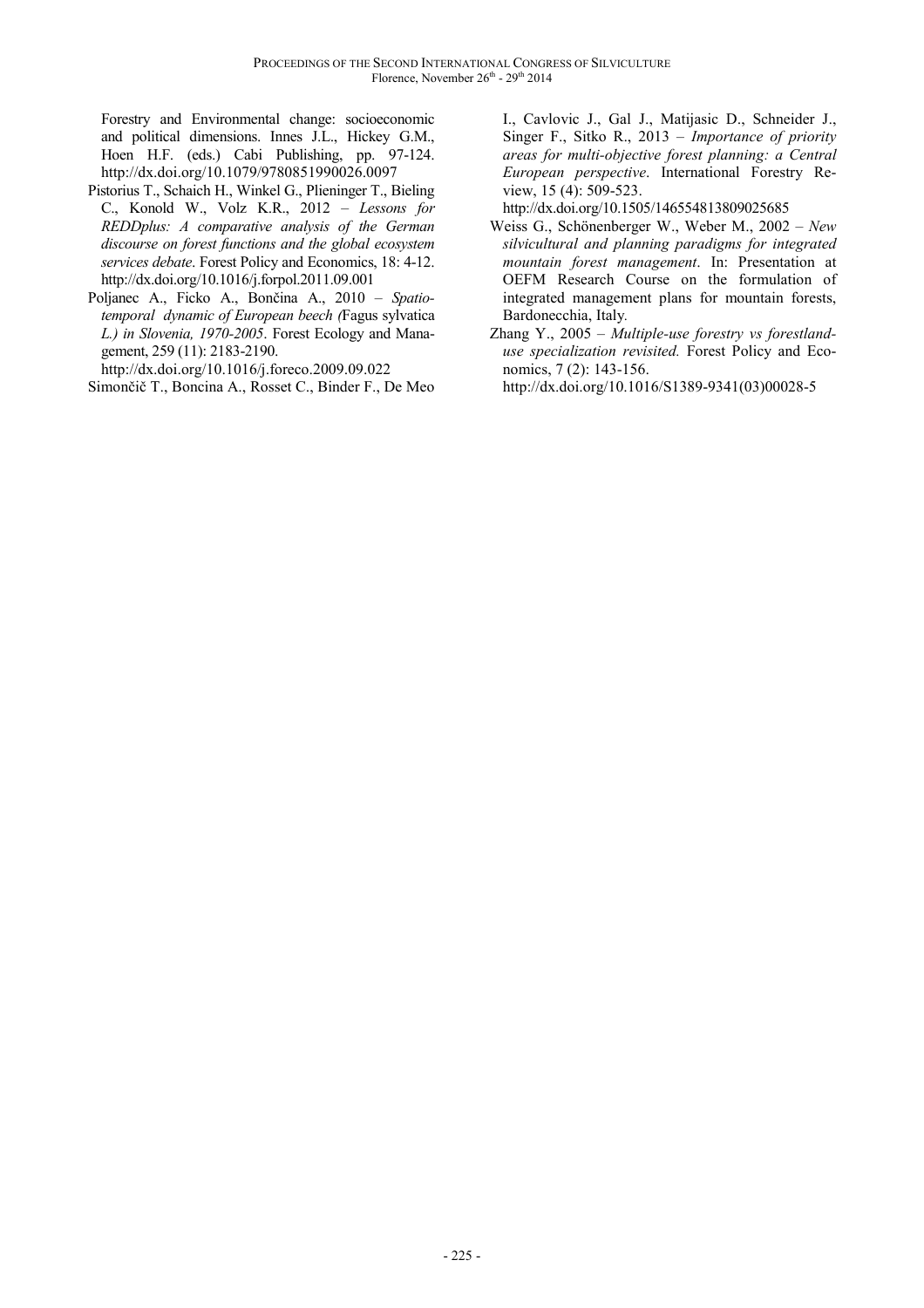Forestry and Environmental change: socioeconomic and political dimensions. Innes J.L., Hickey G.M., Hoen H.F. (eds.) Cabi Publishing, pp. 97-124. http://dx.doi.org/10.1079/9780851990026.0097

Pistorius T., Schaich H., Winkel G., Plieninger T., Bieling C., Konold W., Volz K.R., 2012 – *Lessons for REDDplus: A comparative analysis of the German discourse on forest functions and the global ecosystem services debate*. Forest Policy and Economics, 18: 4-12. http://dx.doi.org/10.1016/j.forpol.2011.09.001

Poljanec A., Ficko A., Bončina A., 2010 – *Spatio-temporal dynamic of European beech (*Fagus sylvatica *L.) in Slovenia, 1970-2005*. Forest Ecology and Management, 259 (11): 2183-2190. http://dx.doi.org/10.1016/j.foreco.2009.09.022

Simončič T., Boncina A., Rosset C., Binder F., De Meo I., Cavlovic J., Gal J., Matijasic D., Schneider J., Singer F., Sitko R., 2013 – *Importance of priority areas for multi-objective forest planning: a Central European perspective*. International Forestry Review, 15 (4): 509-523. http://dx.doi.org/10.1505/146554813809025685

Weiss G., Schönenberger W., Weber M., 2002 – *New silvicultural and planning paradigms for integrated mountain forest management*. In: Presentation at OEFM Research Course on the formulation of integrated management plans for mountain forests, Bardonecchia, Italy.

Zhang Y., 2005 – *Multiple-use forestry vs forestland-use specialization revisited.* Forest Policy and Economics, 7 (2): 143-156. http://dx.doi.org/10.1016/S1389-9341(03)00028-5